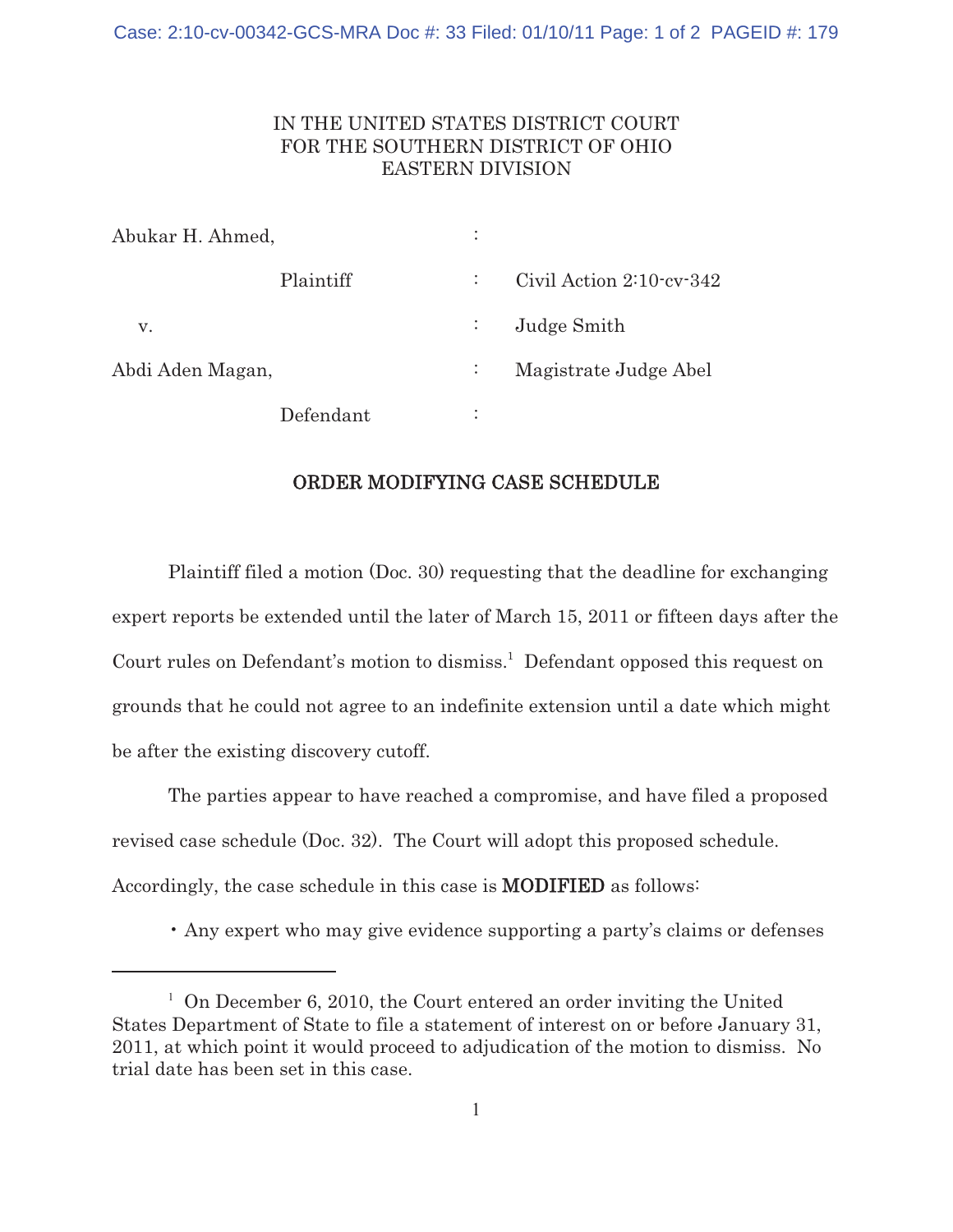IN THE UNITED STATES DISTRICT COURT
FOR THE SOUTHERN DISTRICT OF OHIO
EASTERN DIVISION

| | | |
|---|---|---|
| Abukar H. Ahmed, | : | |
| Plaintiff | : | Civil Action 2:10-cv-342 |
| v. | : | Judge Smith |
| Abdi Aden Magan, | : | Magistrate Judge Abel |
| Defendant | : | |

## ORDER MODIFYING CASE SCHEDULE

Plaintiff filed a motion (Doc. 30) requesting that the deadline for exchanging expert reports be extended until the later of March 15, 2011 or fifteen days after the Court rules on Defendant's motion to dismiss.[1] Defendant opposed this request on grounds that he could not agree to an indefinite extension until a date which might be after the existing discovery cutoff.

The parties appear to have reached a compromise, and have filed a proposed revised case schedule (Doc. 32). The Court will adopt this proposed schedule. Accordingly, the case schedule in this case is **MODIFIED** as follows:

- Any expert who may give evidence supporting a party's claims or defenses

[1] On December 6, 2010, the Court entered an order inviting the United States Department of State to file a statement of interest on or before January 31, 2011, at which point it would proceed to adjudication of the motion to dismiss. No trial date has been set in this case.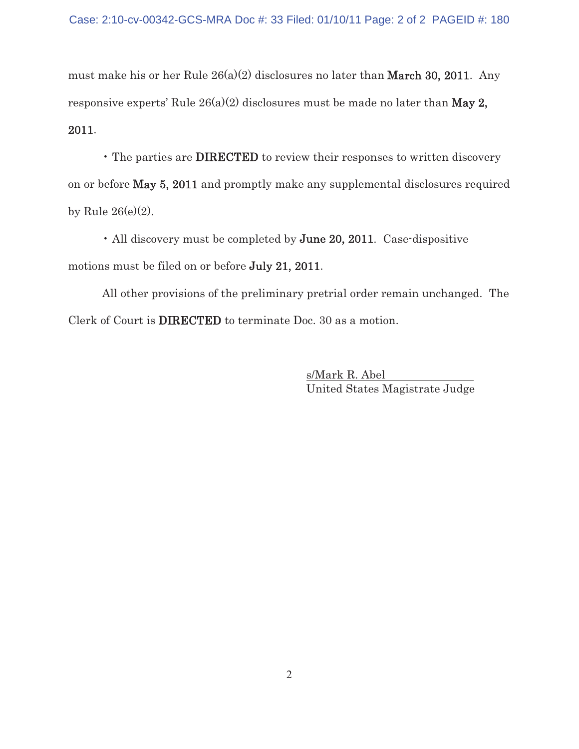must make his or her Rule 26(a)(2) disclosures no later than **March 30, 2011**. Any responsive experts' Rule 26(a)(2) disclosures must be made no later than **May 2, 2011**.

- The parties are **DIRECTED** to review their responses to written discovery on or before **May 5, 2011** and promptly make any supplemental disclosures required by Rule 26(e)(2).

- All discovery must be completed by **June 20, 2011**. Case-dispositive motions must be filed on or before **July 21, 2011**.

All other provisions of the preliminary pretrial order remain unchanged. The Clerk of Court is **DIRECTED** to terminate Doc. 30 as a motion.

s/Mark R. Abel
United States Magistrate Judge